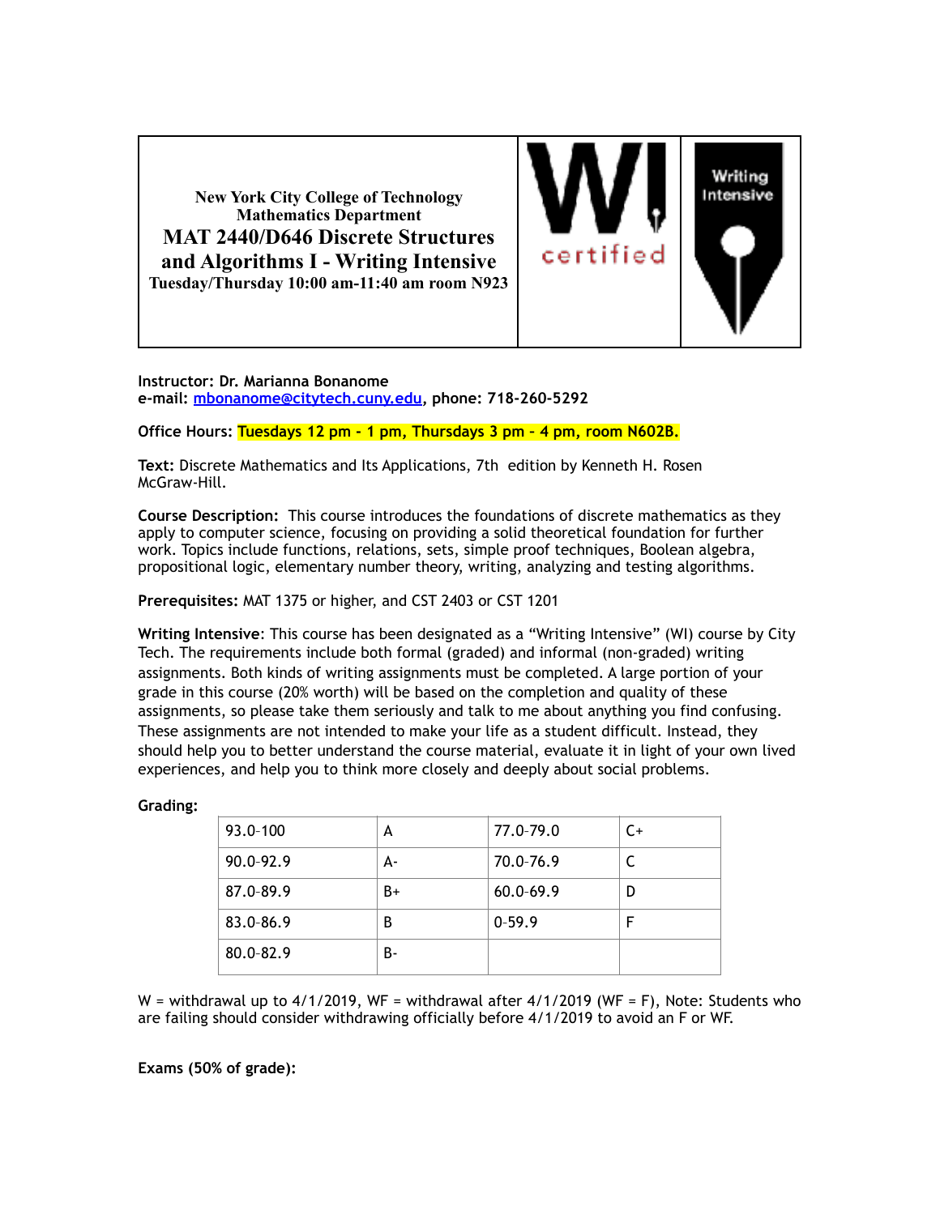New York City College of Technology
Mathematics Department

# MAT 2440/D646 Discrete Structures and Algorithms I - Writing Intensive

**Tuesday/Thursday 10:00 am-11:40 am room N923**

WI certified

Writing Intensive

**Instructor: Dr. Marianna Bonanome**
**e-mail: mbonanome@citytech.cuny.edu, phone: 718-260-5292**

**Office Hours:** **Tuesdays 12 pm - 1 pm, Thursdays 3 pm - 4 pm, room N602B.**

**Text:** Discrete Mathematics and Its Applications, 7th edition by Kenneth H. Rosen McGraw-Hill.

**Course Description:** This course introduces the foundations of discrete mathematics as they apply to computer science, focusing on providing a solid theoretical foundation for further work. Topics include functions, relations, sets, simple proof techniques, Boolean algebra, propositional logic, elementary number theory, writing, analyzing and testing algorithms.

**Prerequisites:** MAT 1375 or higher, and CST 2403 or CST 1201

**Writing Intensive**: This course has been designated as a "Writing Intensive" (WI) course by City Tech. The requirements include both formal (graded) and informal (non-graded) writing assignments. Both kinds of writing assignments must be completed. A large portion of your grade in this course (20% worth) will be based on the completion and quality of these assignments, so please take them seriously and talk to me about anything you find confusing. These assignments are not intended to make your life as a student difficult. Instead, they should help you to better understand the course material, evaluate it in light of your own lived experiences, and help you to think more closely and deeply about social problems.

**Grading:**

| 93.0–100 | A | 77.0–79.0 | C+ |
|---|---|---|---|
| 90.0–92.9 | A- | 70.0–76.9 | C |
| 87.0–89.9 | B+ | 60.0–69.9 | D |
| 83.0–86.9 | B | 0–59.9 | F |
| 80.0–82.9 | B- | | |

W = withdrawal up to 4/1/2019, WF = withdrawal after 4/1/2019 (WF = F), Note: Students who are failing should consider withdrawing officially before 4/1/2019 to avoid an F or WF.

**Exams (50% of grade):**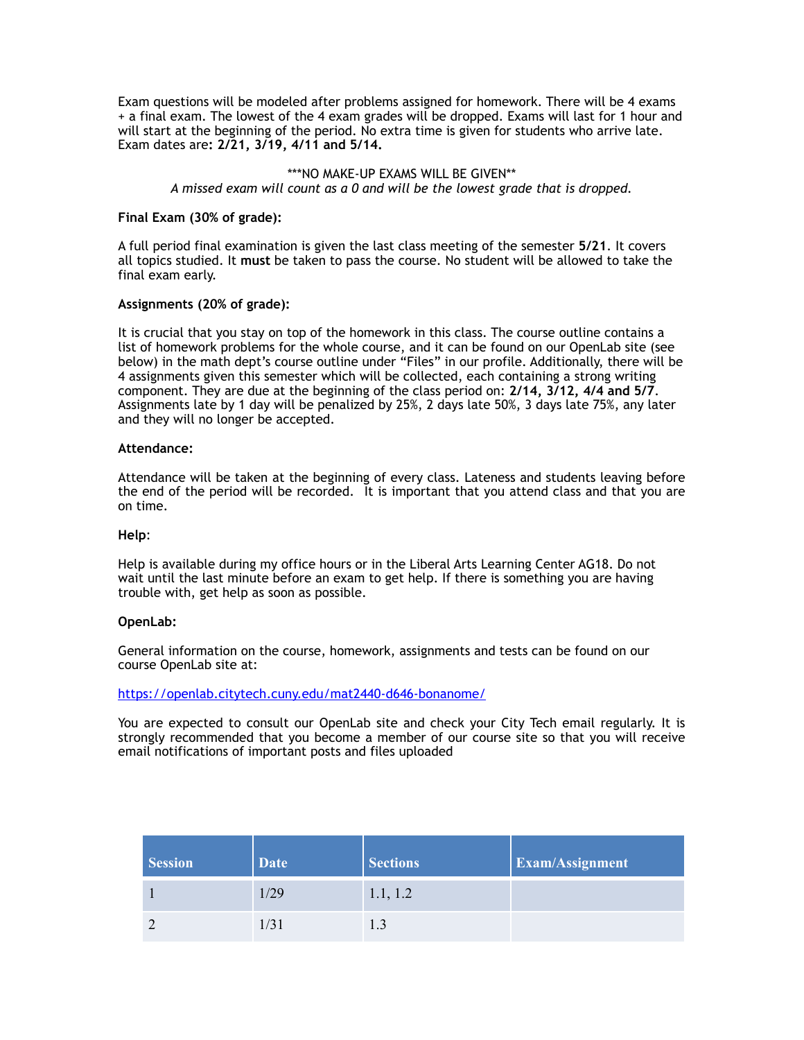Exam questions will be modeled after problems assigned for homework. There will be 4 exams + a final exam. The lowest of the 4 exam grades will be dropped. Exams will last for 1 hour and will start at the beginning of the period. No extra time is given for students who arrive late. Exam dates are: **2/21, 3/19, 4/11 and 5/14.**

***NO MAKE-UP EXAMS WILL BE GIVEN**

*A missed exam will count as a 0 and will be the lowest grade that is dropped.*

**Final Exam (30% of grade):**

A full period final examination is given the last class meeting of the semester **5/21**. It covers all topics studied. It **must** be taken to pass the course. No student will be allowed to take the final exam early.

**Assignments (20% of grade):**

It is crucial that you stay on top of the homework in this class. The course outline contains a list of homework problems for the whole course, and it can be found on our OpenLab site (see below) in the math dept's course outline under "Files" in our profile. Additionally, there will be 4 assignments given this semester which will be collected, each containing a strong writing component. They are due at the beginning of the class period on: **2/14, 3/12, 4/4 and 5/7**. Assignments late by 1 day will be penalized by 25%, 2 days late 50%, 3 days late 75%, any later and they will no longer be accepted.

**Attendance:**

Attendance will be taken at the beginning of every class. Lateness and students leaving before the end of the period will be recorded. It is important that you attend class and that you are on time.

**Help**:

Help is available during my office hours or in the Liberal Arts Learning Center AG18. Do not wait until the last minute before an exam to get help. If there is something you are having trouble with, get help as soon as possible.

**OpenLab:**

General information on the course, homework, assignments and tests can be found on our course OpenLab site at:

https://openlab.citytech.cuny.edu/mat2440-d646-bonanome/

You are expected to consult our OpenLab site and check your City Tech email regularly. It is strongly recommended that you become a member of our course site so that you will receive email notifications of important posts and files uploaded

| Session | Date | Sections | Exam/Assignment |
|---|---|---|---|
| 1 | 1/29 | 1.1, 1.2 | |
| 2 | 1/31 | 1.3 | |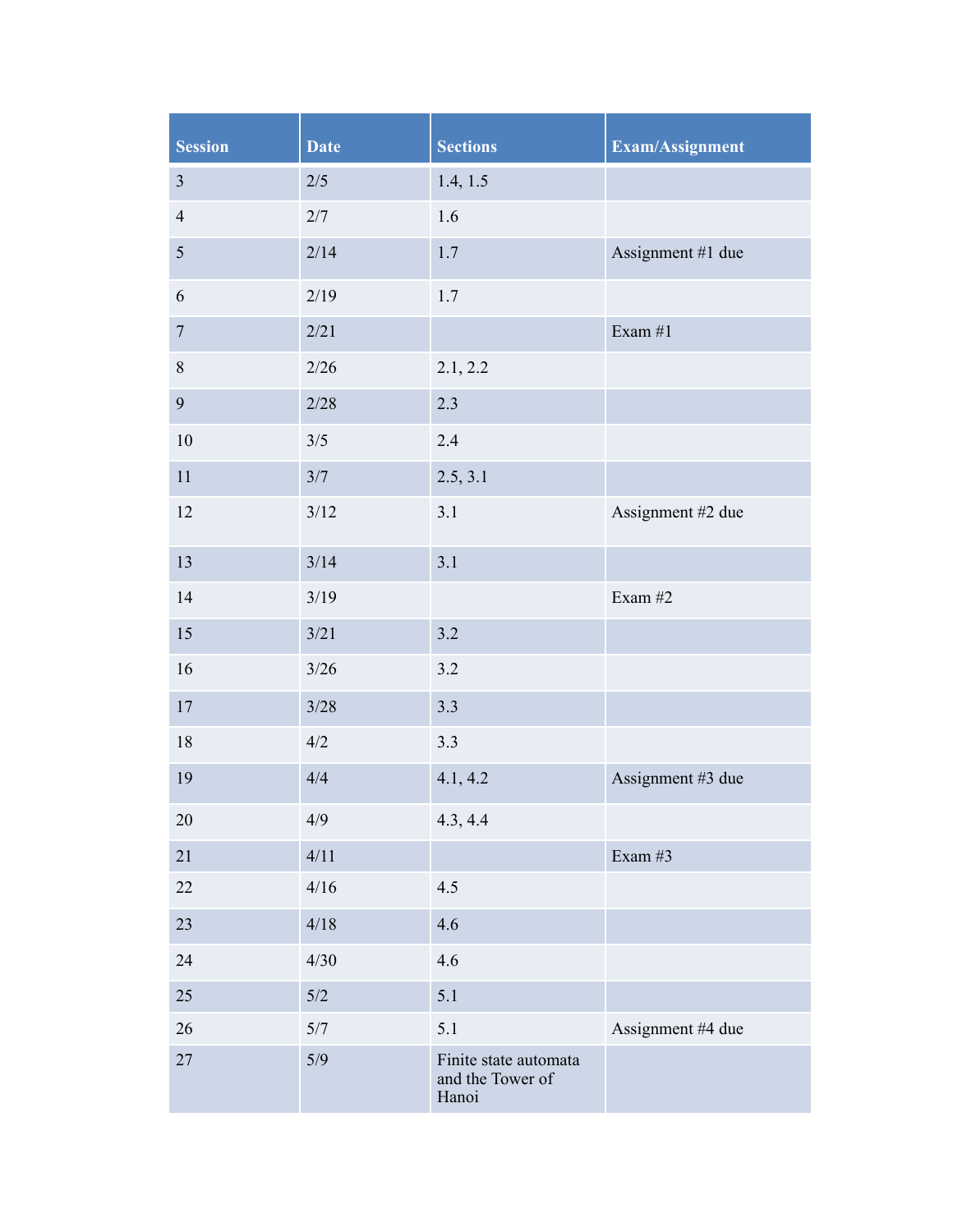| Session | Date | Sections | Exam/Assignment |
| --- | --- | --- | --- |
| 3 | 2/5 | 1.4, 1.5 | |
| 4 | 2/7 | 1.6 | |
| 5 | 2/14 | 1.7 | Assignment #1 due |
| 6 | 2/19 | 1.7 | |
| 7 | 2/21 | | Exam #1 |
| 8 | 2/26 | 2.1, 2.2 | |
| 9 | 2/28 | 2.3 | |
| 10 | 3/5 | 2.4 | |
| 11 | 3/7 | 2.5, 3.1 | |
| 12 | 3/12 | 3.1 | Assignment #2 due |
| 13 | 3/14 | 3.1 | |
| 14 | 3/19 | | Exam #2 |
| 15 | 3/21 | 3.2 | |
| 16 | 3/26 | 3.2 | |
| 17 | 3/28 | 3.3 | |
| 18 | 4/2 | 3.3 | |
| 19 | 4/4 | 4.1, 4.2 | Assignment #3 due |
| 20 | 4/9 | 4.3, 4.4 | |
| 21 | 4/11 | | Exam #3 |
| 22 | 4/16 | 4.5 | |
| 23 | 4/18 | 4.6 | |
| 24 | 4/30 | 4.6 | |
| 25 | 5/2 | 5.1 | |
| 26 | 5/7 | 5.1 | Assignment #4 due |
| 27 | 5/9 | Finite state automata and the Tower of Hanoi | |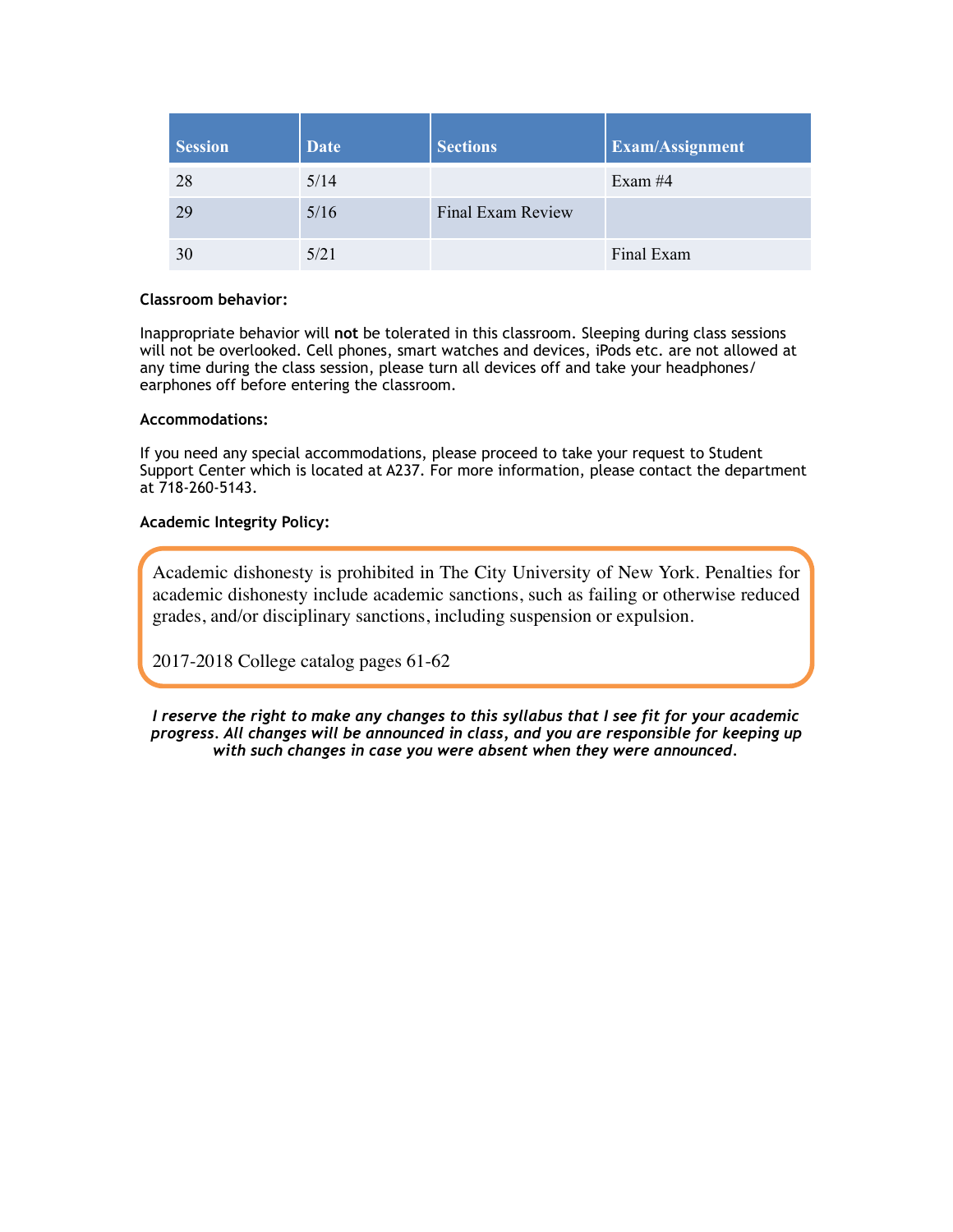| Session | Date | Sections | Exam/Assignment |
| --- | --- | --- | --- |
| 28 | 5/14 | | Exam #4 |
| 29 | 5/16 | Final Exam Review | |
| 30 | 5/21 | | Final Exam |

**Classroom behavior:**

Inappropriate behavior will **not** be tolerated in this classroom. Sleeping during class sessions will not be overlooked. Cell phones, smart watches and devices, iPods etc. are not allowed at any time during the class session, please turn all devices off and take your headphones/ earphones off before entering the classroom.

**Accommodations:**

If you need any special accommodations, please proceed to take your request to Student Support Center which is located at A237. For more information, please contact the department at 718-260-5143.

**Academic Integrity Policy:**

Academic dishonesty is prohibited in The City University of New York. Penalties for academic dishonesty include academic sanctions, such as failing or otherwise reduced grades, and/or disciplinary sanctions, including suspension or expulsion.

2017-2018 College catalog pages 61-62

***I reserve the right to make any changes to this syllabus that I see fit for your academic progress. All changes will be announced in class, and you are responsible for keeping up with such changes in case you were absent when they were announced.***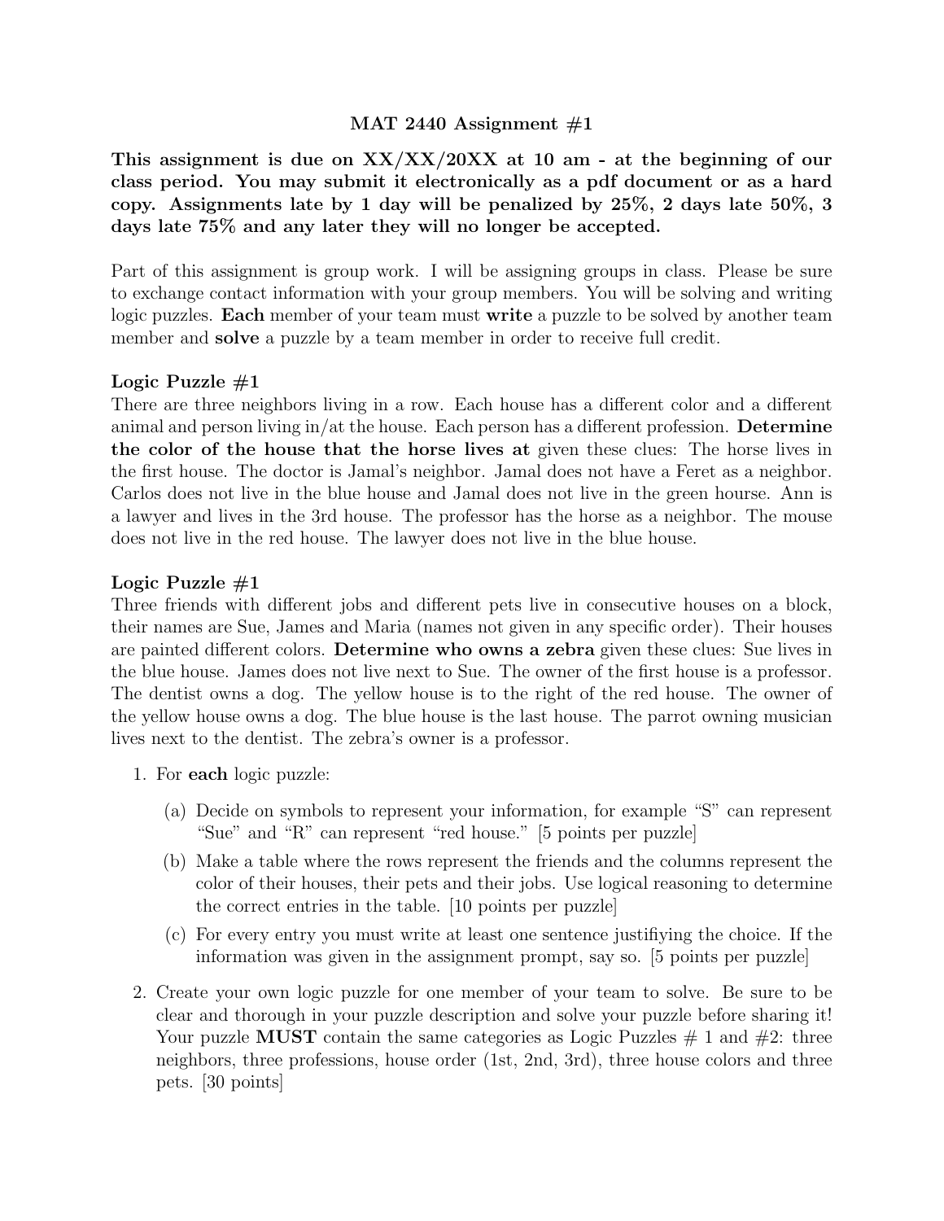MAT 2440 Assignment #1

**This assignment is due on XX/XX/20XX at 10 am - at the beginning of our class period. You may submit it electronically as a pdf document or as a hard copy. Assignments late by 1 day will be penalized by 25%, 2 days late 50%, 3 days late 75% and any later they will no longer be accepted.**

Part of this assignment is group work. I will be assigning groups in class. Please be sure to exchange contact information with your group members. You will be solving and writing logic puzzles. **Each** member of your team must **write** a puzzle to be solved by another team member and **solve** a puzzle by a team member in order to receive full credit.

**Logic Puzzle #1**
There are three neighbors living in a row. Each house has a different color and a different animal and person living in/at the house. Each person has a different profession. **Determine the color of the house that the horse lives at** given these clues: The horse lives in the first house. The doctor is Jamal's neighbor. Jamal does not have a Feret as a neighbor. Carlos does not live in the blue house and Jamal does not live in the green hourse. Ann is a lawyer and lives in the 3rd house. The professor has the horse as a neighbor. The mouse does not live in the red house. The lawyer does not live in the blue house.

**Logic Puzzle #1**
Three friends with different jobs and different pets live in consecutive houses on a block, their names are Sue, James and Maria (names not given in any specific order). Their houses are painted different colors. **Determine who owns a zebra** given these clues: Sue lives in the blue house. James does not live next to Sue. The owner of the first house is a professor. The dentist owns a dog. The yellow house is to the right of the red house. The owner of the yellow house owns a dog. The blue house is the last house. The parrot owning musician lives next to the dentist. The zebra's owner is a professor.

1. For **each** logic puzzle:
   (a) Decide on symbols to represent your information, for example "S" can represent "Sue" and "R" can represent "red house." [5 points per puzzle]
   (b) Make a table where the rows represent the friends and the columns represent the color of their houses, their pets and their jobs. Use logical reasoning to determine the correct entries in the table. [10 points per puzzle]
   (c) For every entry you must write at least one sentence justifiying the choice. If the information was given in the assignment prompt, say so. [5 points per puzzle]
2. Create your own logic puzzle for one member of your team to solve. Be sure to be clear and thorough in your puzzle description and solve your puzzle before sharing it! Your puzzle **MUST** contain the same categories as Logic Puzzles # 1 and #2: three neighbors, three professions, house order (1st, 2nd, 3rd), three house colors and three pets. [30 points]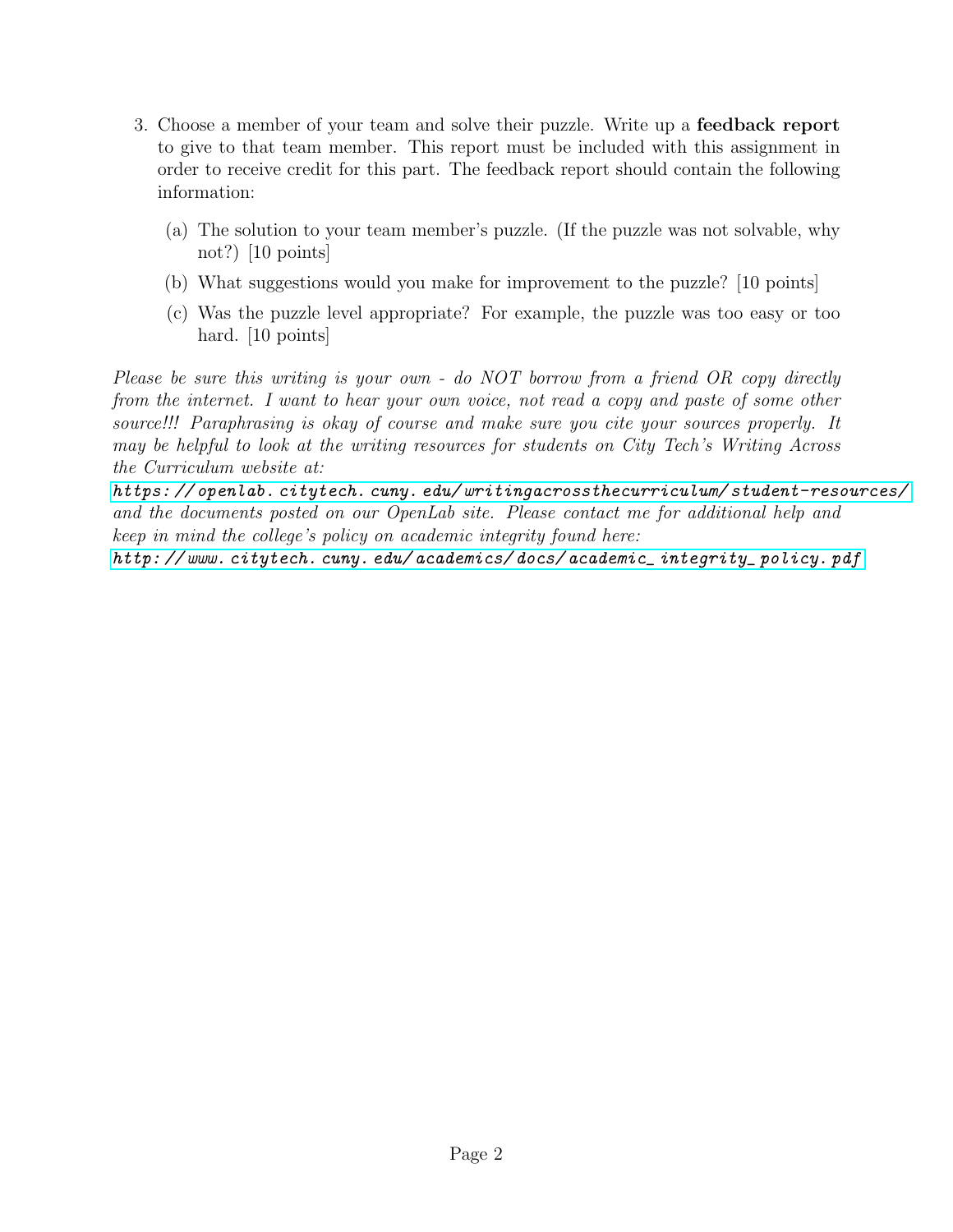3. Choose a member of your team and solve their puzzle. Write up a **feedback report** to give to that team member. This report must be included with this assignment in order to receive credit for this part. The feedback report should contain the following information:

   (a) The solution to your team member's puzzle. (If the puzzle was not solvable, why not?) [10 points]

   (b) What suggestions would you make for improvement to the puzzle? [10 points]

   (c) Was the puzzle level appropriate? For example, the puzzle was too easy or too hard. [10 points]

*Please be sure this writing is your own - do NOT borrow from a friend OR copy directly from the internet. I want to hear your own voice, not read a copy and paste of some other source!!! Paraphrasing is okay of course and make sure you cite your sources properly. It may be helpful to look at the writing resources for students on City Tech's Writing Across the Curriculum website at:*
*https://openlab.citytech.cuny.edu/writingacrossthecurriculum/student-resources/*
*and the documents posted on our OpenLab site. Please contact me for additional help and keep in mind the college's policy on academic integrity found here:*
*http://www.citytech.cuny.edu/academics/docs/academic_integrity_policy.pdf*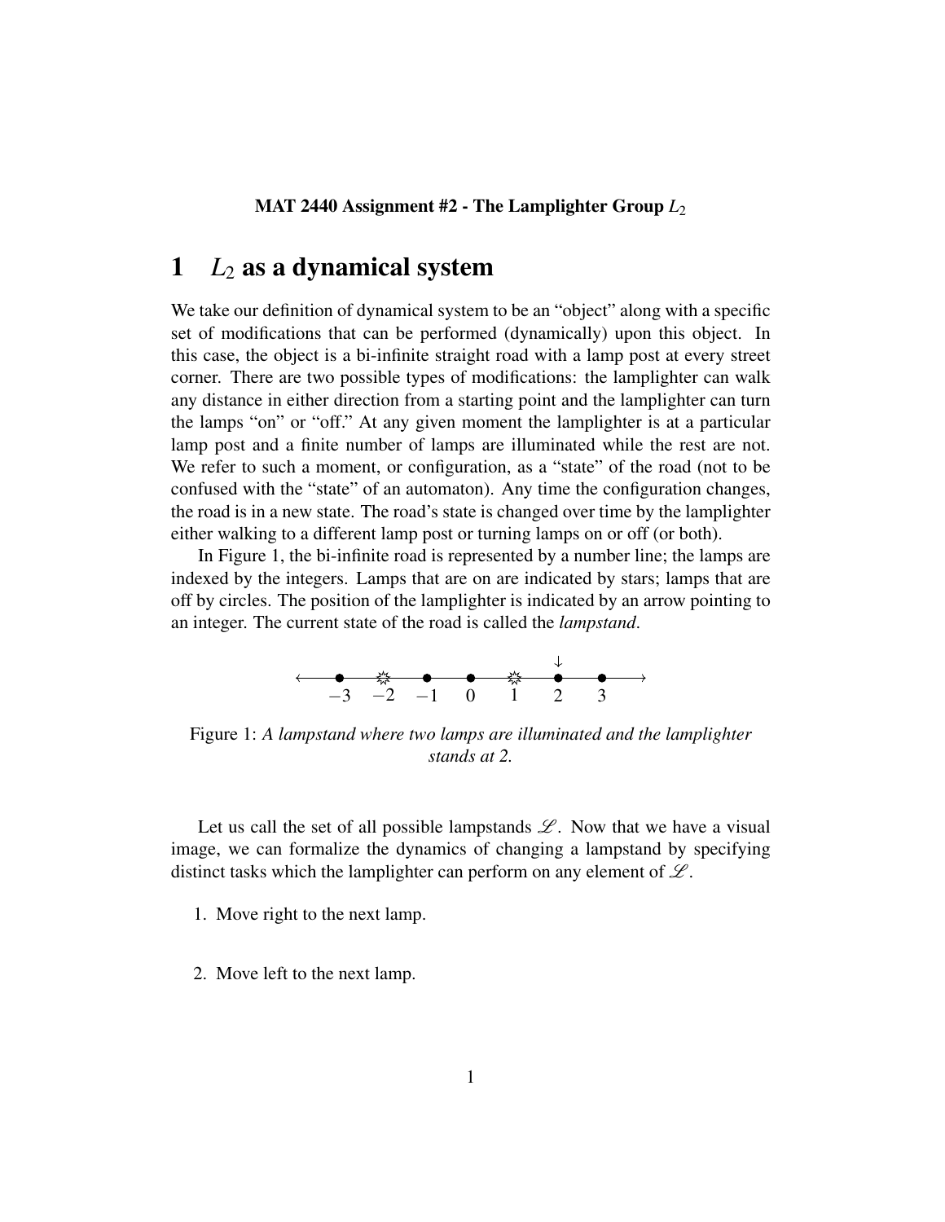**MAT 2440 Assignment #2 - The Lamplighter Group $L_2$**

# 1 $L_2$ as a dynamical system

We take our definition of dynamical system to be an "object" along with a specific set of modifications that can be performed (dynamically) upon this object. In this case, the object is a bi-infinite straight road with a lamp post at every street corner. There are two possible types of modifications: the lamplighter can walk any distance in either direction from a starting point and the lamplighter can turn the lamps "on" or "off." At any given moment the lamplighter is at a particular lamp post and a finite number of lamps are illuminated while the rest are not. We refer to such a moment, or configuration, as a "state" of the road (not to be confused with the "state" of an automaton). Any time the configuration changes, the road is in a new state. The road's state is changed over time by the lamplighter either walking to a different lamp post or turning lamps on or off (or both).

In Figure 1, the bi-infinite road is represented by a number line; the lamps are indexed by the integers. Lamps that are on are indicated by stars; lamps that are off by circles. The position of the lamplighter is indicated by an arrow pointing to an integer. The current state of the road is called the *lampstand*.

Figure 1: *A lampstand where two lamps are illuminated and the lamplighter stands at 2.*

Let us call the set of all possible lampstands $\mathscr{L}$. Now that we have a visual image, we can formalize the dynamics of changing a lampstand by specifying distinct tasks which the lamplighter can perform on any element of $\mathscr{L}$.

1. Move right to the next lamp.

2. Move left to the next lamp.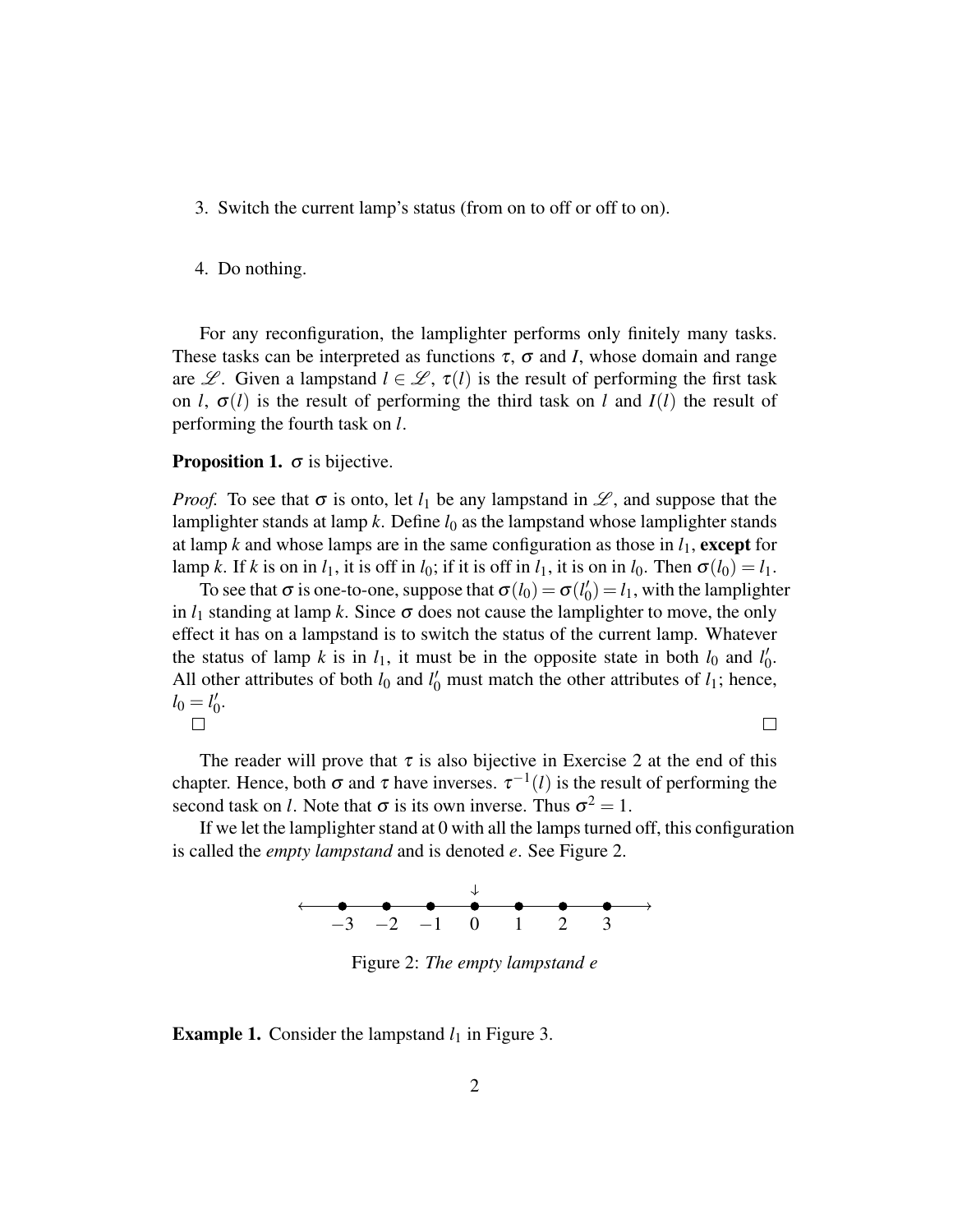3. Switch the current lamp's status (from on to off or off to on).

4. Do nothing.

For any reconfiguration, the lamplighter performs only finitely many tasks. These tasks can be interpreted as functions $\tau$, $\sigma$ and $I$, whose domain and range are $\mathscr{L}$. Given a lampstand $l \in \mathscr{L}$, $\tau(l)$ is the result of performing the first task on $l$, $\sigma(l)$ is the result of performing the third task on $l$ and $I(l)$ the result of performing the fourth task on $l$.

**Proposition 1.** $\sigma$ is bijective.

*Proof.* To see that $\sigma$ is onto, let $l_1$ be any lampstand in $\mathscr{L}$, and suppose that the lamplighter stands at lamp $k$. Define $l_0$ as the lampstand whose lamplighter stands at lamp $k$ and whose lamps are in the same configuration as those in $l_1$, **except** for lamp $k$. If $k$ is on in $l_1$, it is off in $l_0$; if it is off in $l_1$, it is on in $l_0$. Then $\sigma(l_0) = l_1$.

To see that $\sigma$ is one-to-one, suppose that $\sigma(l_0) = \sigma(l_0') = l_1$, with the lamplighter in $l_1$ standing at lamp $k$. Since $\sigma$ does not cause the lamplighter to move, the only effect it has on a lampstand is to switch the status of the current lamp. Whatever the status of lamp $k$ is in $l_1$, it must be in the opposite state in both $l_0$ and $l_0'$. All other attributes of both $l_0$ and $l_0'$ must match the other attributes of $l_1$; hence, $l_0 = l_0'$.
□ □

The reader will prove that $\tau$ is also bijective in Exercise 2 at the end of this chapter. Hence, both $\sigma$ and $\tau$ have inverses. $\tau^{-1}(l)$ is the result of performing the second task on $l$. Note that $\sigma$ is its own inverse. Thus $\sigma^2 = 1$.

If we let the lamplighter stand at 0 with all the lamps turned off, this configuration is called the *empty lampstand* and is denoted $e$. See Figure 2.

$$\begin{array}{ccccccc} & & & \downarrow & & & \\ \bullet & \bullet & \bullet & \bullet & \bullet & \bullet & \bullet \\ -3 & -2 & -1 & 0 & 1 & 2 & 3 \end{array}$$

Figure 2: *The empty lampstand e*

**Example 1.** Consider the lampstand $l_1$ in Figure 3.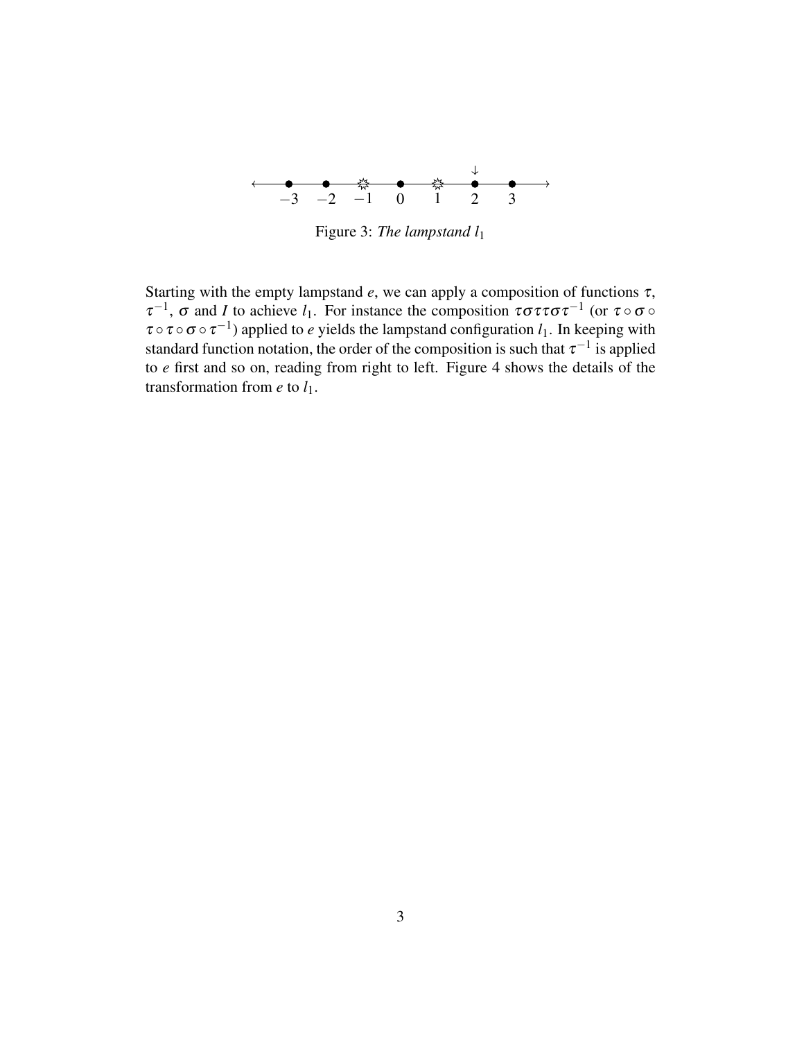Figure 3: *The lampstand $l_1$*

Starting with the empty lampstand $e$, we can apply a composition of functions $\tau$, $\tau^{-1}$, $\sigma$ and $I$ to achieve $l_1$. For instance the composition $\tau\sigma\tau\tau\sigma\tau^{-1}$ (or $\tau \circ \sigma \circ \tau \circ \tau \circ \sigma \circ \tau^{-1}$) applied to $e$ yields the lampstand configuration $l_1$. In keeping with standard function notation, the order of the composition is such that $\tau^{-1}$ is applied to $e$ first and so on, reading from right to left. Figure 4 shows the details of the transformation from $e$ to $l_1$.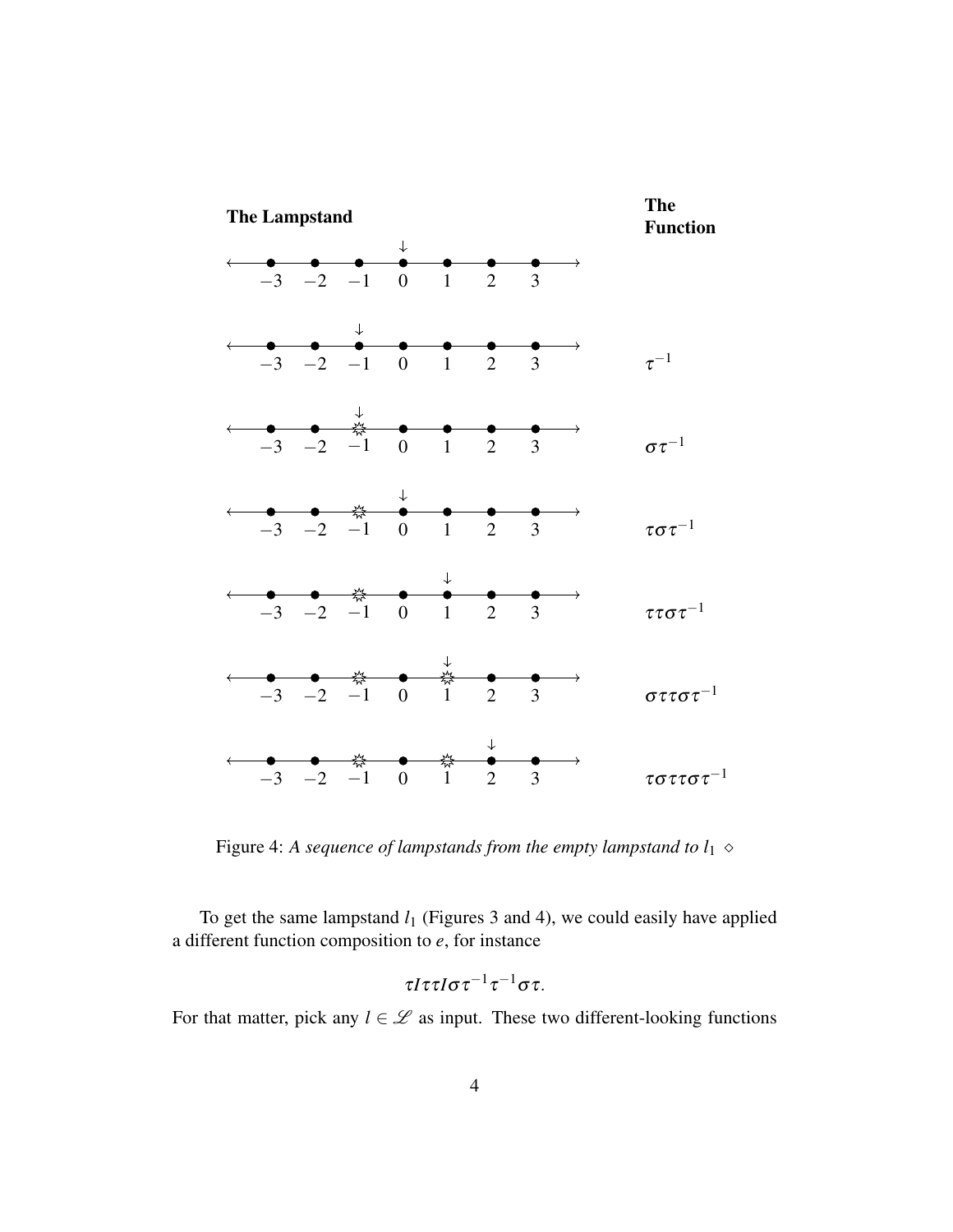**The Lampstand** | **The Function**

| The Lampstand | The Function |
|---|---|
| Lamps at −3, −2, −1, 0, 1, 2, 3; none lit; pointer at 0 | |
| No lamps lit; pointer at −1 | $\tau^{-1}$ |
| Lamp −1 lit; pointer at −1 | $\sigma\tau^{-1}$ |
| Lamp −1 lit; pointer at 0 | $\tau\sigma\tau^{-1}$ |
| Lamp −1 lit; pointer at 1 | $\tau\tau\sigma\tau^{-1}$ |
| Lamps −1, 1 lit; pointer at 1 | $\sigma\tau\tau\sigma\tau^{-1}$ |
| Lamps −1, 1 lit; pointer at 2 | $\tau\sigma\tau\tau\sigma\tau^{-1}$ |

Figure 4: *A sequence of lampstands from the empty lampstand to* $l_1$ $\diamond$

To get the same lampstand $l_1$ (Figures 3 and 4), we could easily have applied a different function composition to $e$, for instance

$$\tau I \tau\tau I \sigma\tau^{-1}\tau^{-1}\sigma\tau.$$

For that matter, pick any $l \in \mathscr{L}$ as input. These two different-looking functions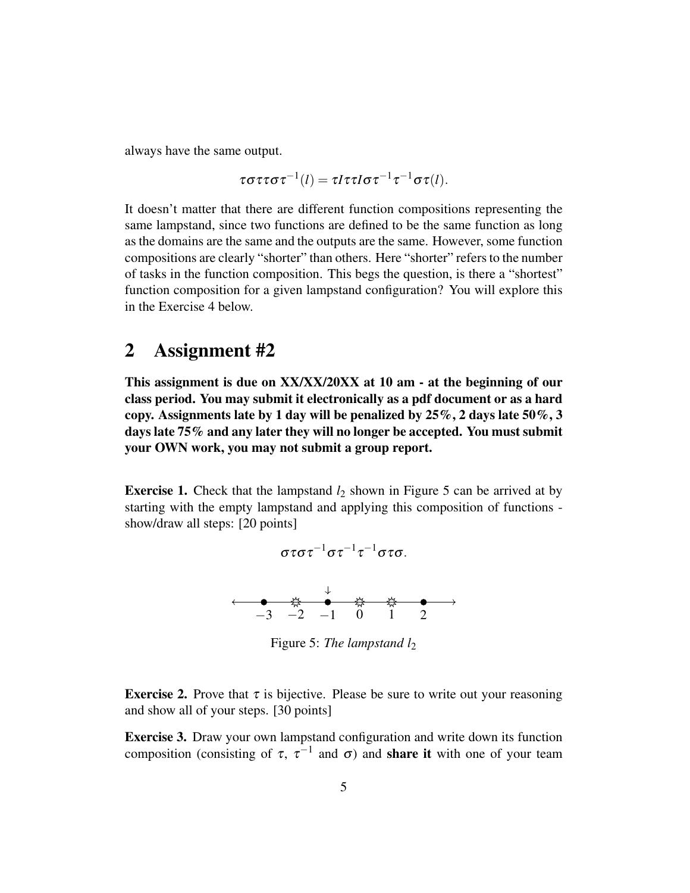always have the same output.

$$\tau\sigma\tau\tau\sigma\tau^{-1}(l) = \tau I\tau\tau I\sigma\tau^{-1}\tau^{-1}\sigma\tau(l).$$

It doesn't matter that there are different function compositions representing the same lampstand, since two functions are defined to be the same function as long as the domains are the same and the outputs are the same. However, some function compositions are clearly "shorter" than others. Here "shorter" refers to the number of tasks in the function composition. This begs the question, is there a "shortest" function composition for a given lampstand configuration? You will explore this in the Exercise 4 below.

## 2 Assignment #2

**This assignment is due on XX/XX/20XX at 10 am - at the beginning of our class period. You may submit it electronically as a pdf document or as a hard copy. Assignments late by 1 day will be penalized by 25%, 2 days late 50%, 3 days late 75% and any later they will no longer be accepted. You must submit your OWN work, you may not submit a group report.**

**Exercise 1.** Check that the lampstand $l_2$ shown in Figure 5 can be arrived at by starting with the empty lampstand and applying this composition of functions - show/draw all steps: [20 points]

$$\sigma\tau\sigma\tau^{-1}\sigma\tau^{-1}\tau^{-1}\sigma\tau\sigma.$$

Figure 5: *The lampstand $l_2$*

**Exercise 2.** Prove that $\tau$ is bijective. Please be sure to write out your reasoning and show all of your steps. [30 points]

**Exercise 3.** Draw your own lampstand configuration and write down its function composition (consisting of $\tau$, $\tau^{-1}$ and $\sigma$) and **share it** with one of your team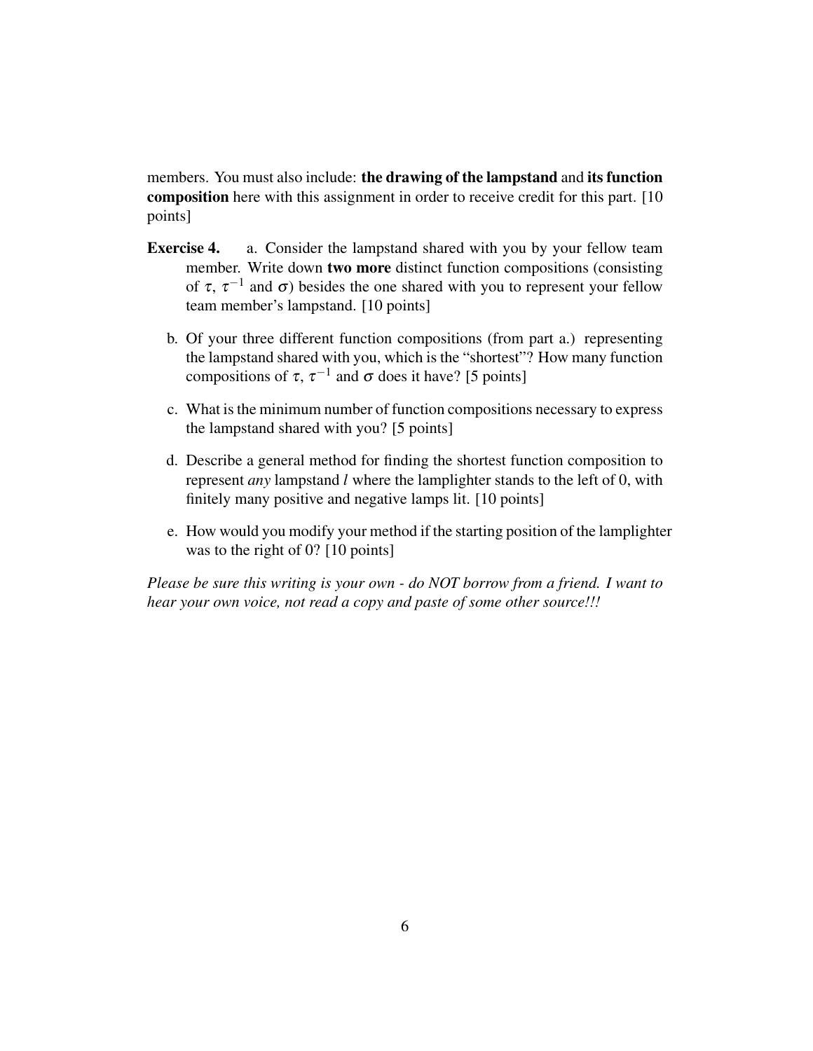members. You must also include: **the drawing of the lampstand** and **its function composition** here with this assignment in order to receive credit for this part. [10 points]

**Exercise 4.** a. Consider the lampstand shared with you by your fellow team member. Write down **two more** distinct function compositions (consisting of $\tau$, $\tau^{-1}$ and $\sigma$) besides the one shared with you to represent your fellow team member's lampstand. [10 points]

b. Of your three different function compositions (from part a.) representing the lampstand shared with you, which is the "shortest"? How many function compositions of $\tau$, $\tau^{-1}$ and $\sigma$ does it have? [5 points]

c. What is the minimum number of function compositions necessary to express the lampstand shared with you? [5 points]

d. Describe a general method for finding the shortest function composition to represent *any* lampstand $l$ where the lamplighter stands to the left of 0, with finitely many positive and negative lamps lit. [10 points]

e. How would you modify your method if the starting position of the lamplighter was to the right of 0? [10 points]

*Please be sure this writing is your own - do NOT borrow from a friend. I want to hear your own voice, not read a copy and paste of some other source!!!*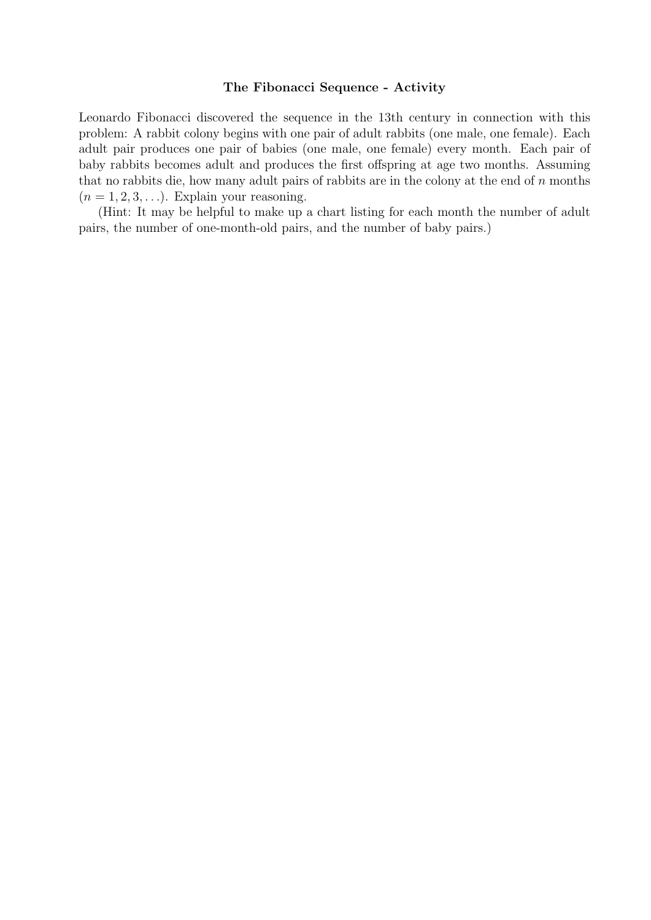**The Fibonacci Sequence - Activity**

Leonardo Fibonacci discovered the sequence in the 13th century in connection with this problem: A rabbit colony begins with one pair of adult rabbits (one male, one female). Each adult pair produces one pair of babies (one male, one female) every month. Each pair of baby rabbits becomes adult and produces the first offspring at age two months. Assuming that no rabbits die, how many adult pairs of rabbits are in the colony at the end of $n$ months ($n = 1, 2, 3, \ldots$). Explain your reasoning.

(Hint: It may be helpful to make up a chart listing for each month the number of adult pairs, the number of one-month-old pairs, and the number of baby pairs.)